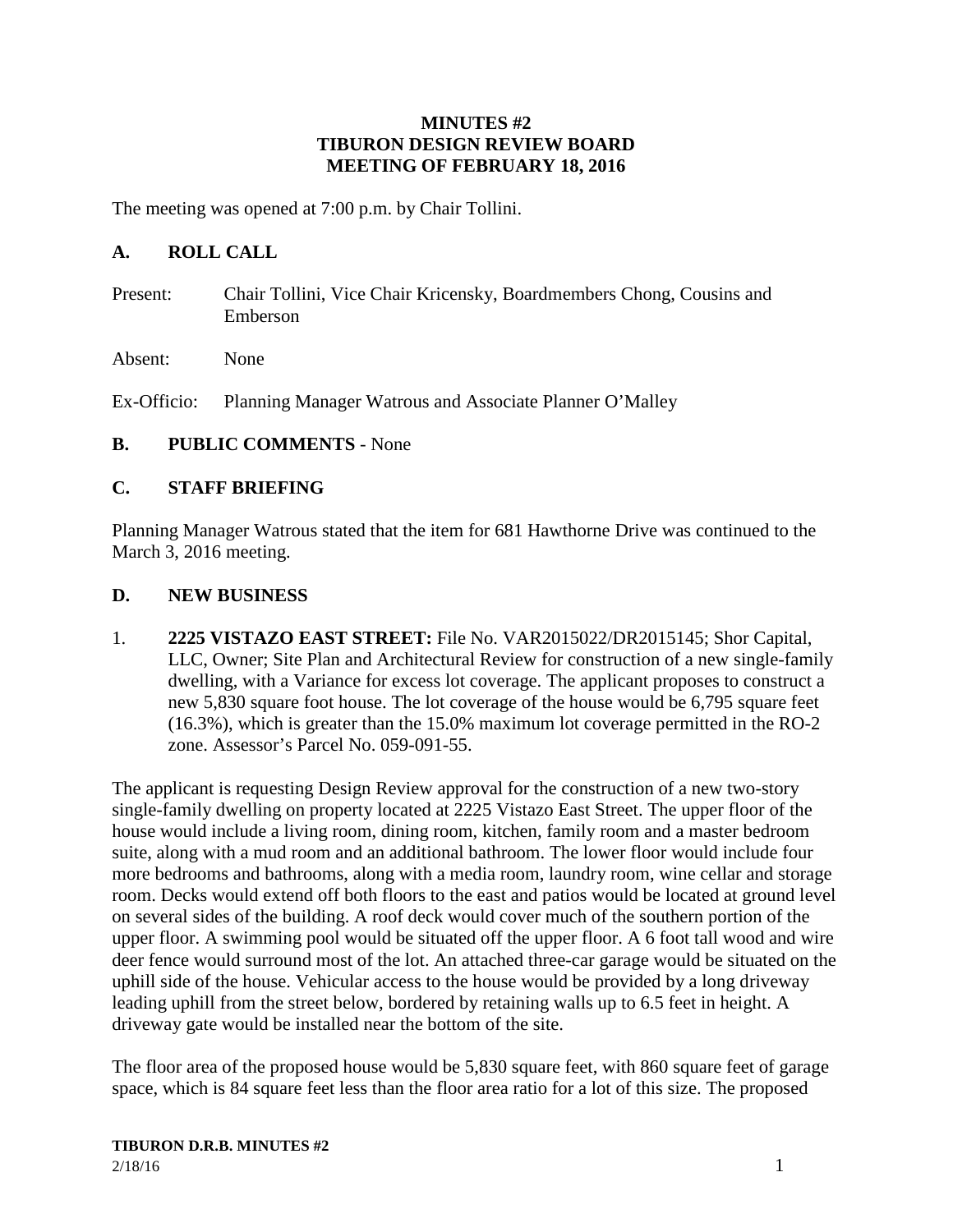**MINUTES #2**
**TIBURON DESIGN REVIEW BOARD**
**MEETING OF FEBRUARY 18, 2016**

The meeting was opened at 7:00 p.m. by Chair Tollini.

## A. ROLL CALL

Present: Chair Tollini, Vice Chair Kricensky, Boardmembers Chong, Cousins and Emberson

Absent: None

Ex-Officio: Planning Manager Watrous and Associate Planner O'Malley

## B. PUBLIC COMMENTS - None

## C. STAFF BRIEFING

Planning Manager Watrous stated that the item for 681 Hawthorne Drive was continued to the March 3, 2016 meeting.

## D. NEW BUSINESS

1. **2225 VISTAZO EAST STREET:** File No. VAR2015022/DR2015145; Shor Capital, LLC, Owner; Site Plan and Architectural Review for construction of a new single-family dwelling, with a Variance for excess lot coverage. The applicant proposes to construct a new 5,830 square foot house. The lot coverage of the house would be 6,795 square feet (16.3%), which is greater than the 15.0% maximum lot coverage permitted in the RO-2 zone. Assessor's Parcel No. 059-091-55.

The applicant is requesting Design Review approval for the construction of a new two-story single-family dwelling on property located at 2225 Vistazo East Street. The upper floor of the house would include a living room, dining room, kitchen, family room and a master bedroom suite, along with a mud room and an additional bathroom. The lower floor would include four more bedrooms and bathrooms, along with a media room, laundry room, wine cellar and storage room. Decks would extend off both floors to the east and patios would be located at ground level on several sides of the building. A roof deck would cover much of the southern portion of the upper floor. A swimming pool would be situated off the upper floor. A 6 foot tall wood and wire deer fence would surround most of the lot. An attached three-car garage would be situated on the uphill side of the house. Vehicular access to the house would be provided by a long driveway leading uphill from the street below, bordered by retaining walls up to 6.5 feet in height. A driveway gate would be installed near the bottom of the site.

The floor area of the proposed house would be 5,830 square feet, with 860 square feet of garage space, which is 84 square feet less than the floor area ratio for a lot of this size. The proposed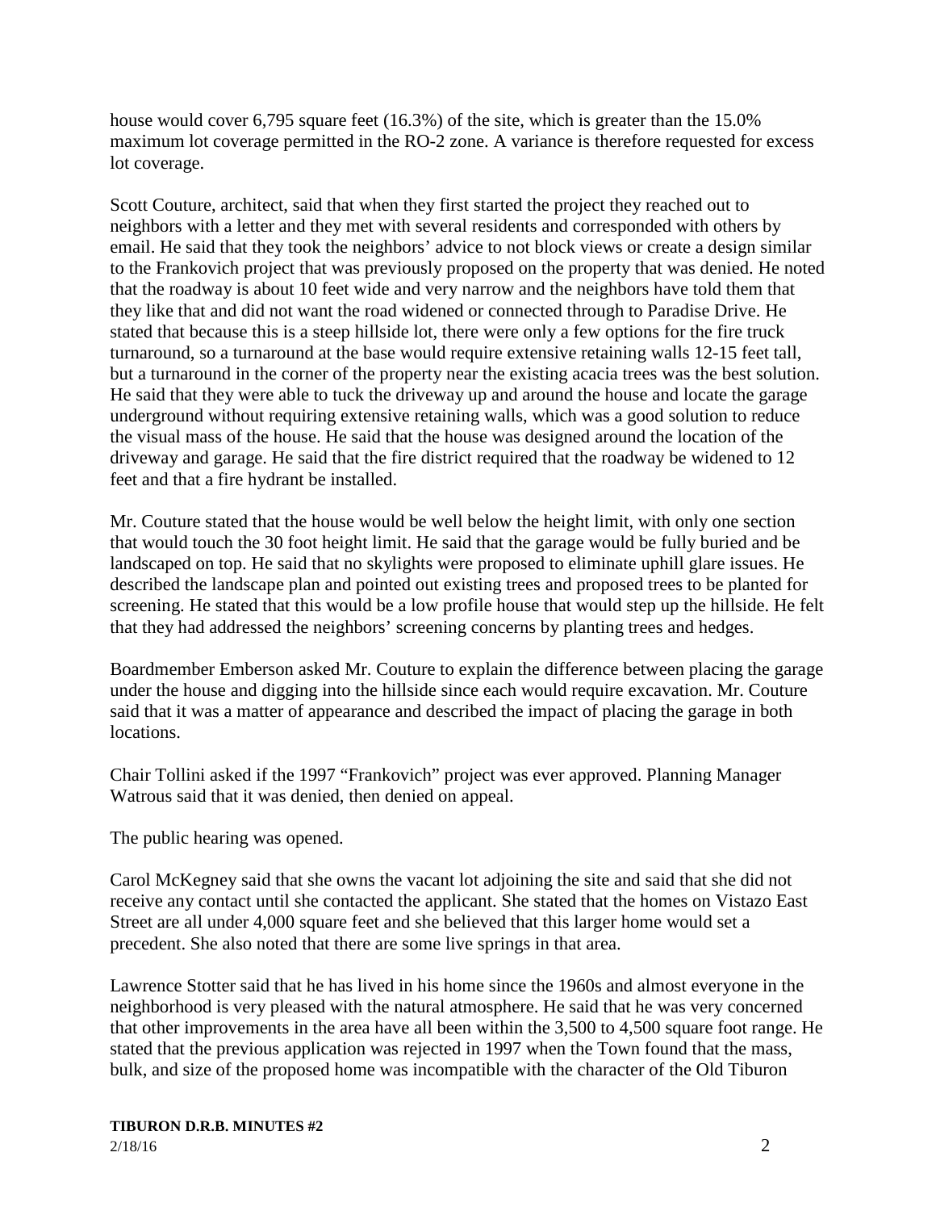house would cover 6,795 square feet (16.3%) of the site, which is greater than the 15.0% maximum lot coverage permitted in the RO-2 zone. A variance is therefore requested for excess lot coverage.

Scott Couture, architect, said that when they first started the project they reached out to neighbors with a letter and they met with several residents and corresponded with others by email. He said that they took the neighbors' advice to not block views or create a design similar to the Frankovich project that was previously proposed on the property that was denied. He noted that the roadway is about 10 feet wide and very narrow and the neighbors have told them that they like that and did not want the road widened or connected through to Paradise Drive. He stated that because this is a steep hillside lot, there were only a few options for the fire truck turnaround, so a turnaround at the base would require extensive retaining walls 12-15 feet tall, but a turnaround in the corner of the property near the existing acacia trees was the best solution. He said that they were able to tuck the driveway up and around the house and locate the garage underground without requiring extensive retaining walls, which was a good solution to reduce the visual mass of the house. He said that the house was designed around the location of the driveway and garage. He said that the fire district required that the roadway be widened to 12 feet and that a fire hydrant be installed.

Mr. Couture stated that the house would be well below the height limit, with only one section that would touch the 30 foot height limit. He said that the garage would be fully buried and be landscaped on top. He said that no skylights were proposed to eliminate uphill glare issues. He described the landscape plan and pointed out existing trees and proposed trees to be planted for screening. He stated that this would be a low profile house that would step up the hillside. He felt that they had addressed the neighbors' screening concerns by planting trees and hedges.

Boardmember Emberson asked Mr. Couture to explain the difference between placing the garage under the house and digging into the hillside since each would require excavation. Mr. Couture said that it was a matter of appearance and described the impact of placing the garage in both locations.

Chair Tollini asked if the 1997 "Frankovich" project was ever approved. Planning Manager Watrous said that it was denied, then denied on appeal.

The public hearing was opened.

Carol McKegney said that she owns the vacant lot adjoining the site and said that she did not receive any contact until she contacted the applicant. She stated that the homes on Vistazo East Street are all under 4,000 square feet and she believed that this larger home would set a precedent. She also noted that there are some live springs in that area.

Lawrence Stotter said that he has lived in his home since the 1960s and almost everyone in the neighborhood is very pleased with the natural atmosphere. He said that he was very concerned that other improvements in the area have all been within the 3,500 to 4,500 square foot range. He stated that the previous application was rejected in 1997 when the Town found that the mass, bulk, and size of the proposed home was incompatible with the character of the Old Tiburon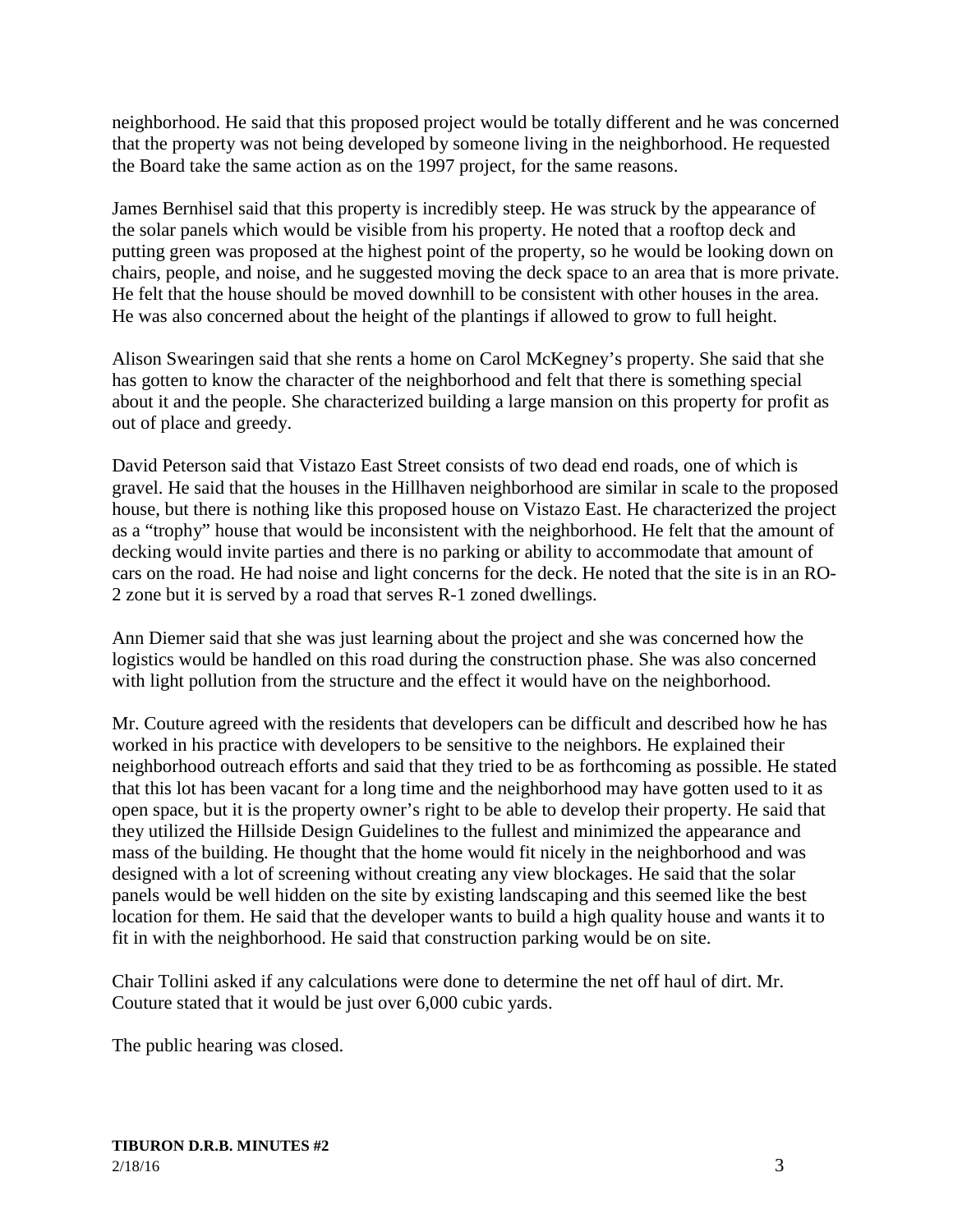neighborhood. He said that this proposed project would be totally different and he was concerned that the property was not being developed by someone living in the neighborhood. He requested the Board take the same action as on the 1997 project, for the same reasons.

James Bernhisel said that this property is incredibly steep. He was struck by the appearance of the solar panels which would be visible from his property. He noted that a rooftop deck and putting green was proposed at the highest point of the property, so he would be looking down on chairs, people, and noise, and he suggested moving the deck space to an area that is more private. He felt that the house should be moved downhill to be consistent with other houses in the area. He was also concerned about the height of the plantings if allowed to grow to full height.

Alison Swearingen said that she rents a home on Carol McKegney's property. She said that she has gotten to know the character of the neighborhood and felt that there is something special about it and the people. She characterized building a large mansion on this property for profit as out of place and greedy.

David Peterson said that Vistazo East Street consists of two dead end roads, one of which is gravel. He said that the houses in the Hillhaven neighborhood are similar in scale to the proposed house, but there is nothing like this proposed house on Vistazo East. He characterized the project as a "trophy" house that would be inconsistent with the neighborhood. He felt that the amount of decking would invite parties and there is no parking or ability to accommodate that amount of cars on the road. He had noise and light concerns for the deck. He noted that the site is in an RO-2 zone but it is served by a road that serves R-1 zoned dwellings.

Ann Diemer said that she was just learning about the project and she was concerned how the logistics would be handled on this road during the construction phase. She was also concerned with light pollution from the structure and the effect it would have on the neighborhood.

Mr. Couture agreed with the residents that developers can be difficult and described how he has worked in his practice with developers to be sensitive to the neighbors. He explained their neighborhood outreach efforts and said that they tried to be as forthcoming as possible. He stated that this lot has been vacant for a long time and the neighborhood may have gotten used to it as open space, but it is the property owner's right to be able to develop their property. He said that they utilized the Hillside Design Guidelines to the fullest and minimized the appearance and mass of the building. He thought that the home would fit nicely in the neighborhood and was designed with a lot of screening without creating any view blockages. He said that the solar panels would be well hidden on the site by existing landscaping and this seemed like the best location for them. He said that the developer wants to build a high quality house and wants it to fit in with the neighborhood. He said that construction parking would be on site.

Chair Tollini asked if any calculations were done to determine the net off haul of dirt. Mr. Couture stated that it would be just over 6,000 cubic yards.

The public hearing was closed.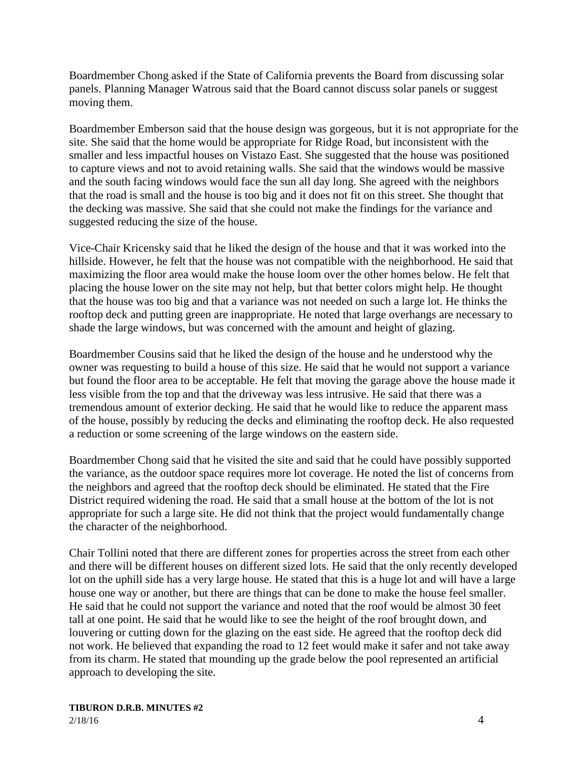Boardmember Chong asked if the State of California prevents the Board from discussing solar panels. Planning Manager Watrous said that the Board cannot discuss solar panels or suggest moving them.

Boardmember Emberson said that the house design was gorgeous, but it is not appropriate for the site. She said that the home would be appropriate for Ridge Road, but inconsistent with the smaller and less impactful houses on Vistazo East. She suggested that the house was positioned to capture views and not to avoid retaining walls. She said that the windows would be massive and the south facing windows would face the sun all day long. She agreed with the neighbors that the road is small and the house is too big and it does not fit on this street. She thought that the decking was massive. She said that she could not make the findings for the variance and suggested reducing the size of the house.

Vice-Chair Kricensky said that he liked the design of the house and that it was worked into the hillside. However, he felt that the house was not compatible with the neighborhood. He said that maximizing the floor area would make the house loom over the other homes below. He felt that placing the house lower on the site may not help, but that better colors might help. He thought that the house was too big and that a variance was not needed on such a large lot. He thinks the rooftop deck and putting green are inappropriate. He noted that large overhangs are necessary to shade the large windows, but was concerned with the amount and height of glazing.

Boardmember Cousins said that he liked the design of the house and he understood why the owner was requesting to build a house of this size. He said that he would not support a variance but found the floor area to be acceptable. He felt that moving the garage above the house made it less visible from the top and that the driveway was less intrusive. He said that there was a tremendous amount of exterior decking. He said that he would like to reduce the apparent mass of the house, possibly by reducing the decks and eliminating the rooftop deck. He also requested a reduction or some screening of the large windows on the eastern side.

Boardmember Chong said that he visited the site and said that he could have possibly supported the variance, as the outdoor space requires more lot coverage. He noted the list of concerns from the neighbors and agreed that the rooftop deck should be eliminated. He stated that the Fire District required widening the road. He said that a small house at the bottom of the lot is not appropriate for such a large site. He did not think that the project would fundamentally change the character of the neighborhood.

Chair Tollini noted that there are different zones for properties across the street from each other and there will be different houses on different sized lots. He said that the only recently developed lot on the uphill side has a very large house. He stated that this is a huge lot and will have a large house one way or another, but there are things that can be done to make the house feel smaller. He said that he could not support the variance and noted that the roof would be almost 30 feet tall at one point. He said that he would like to see the height of the roof brought down, and louvering or cutting down for the glazing on the east side. He agreed that the rooftop deck did not work. He believed that expanding the road to 12 feet would make it safer and not take away from its charm. He stated that mounding up the grade below the pool represented an artificial approach to developing the site.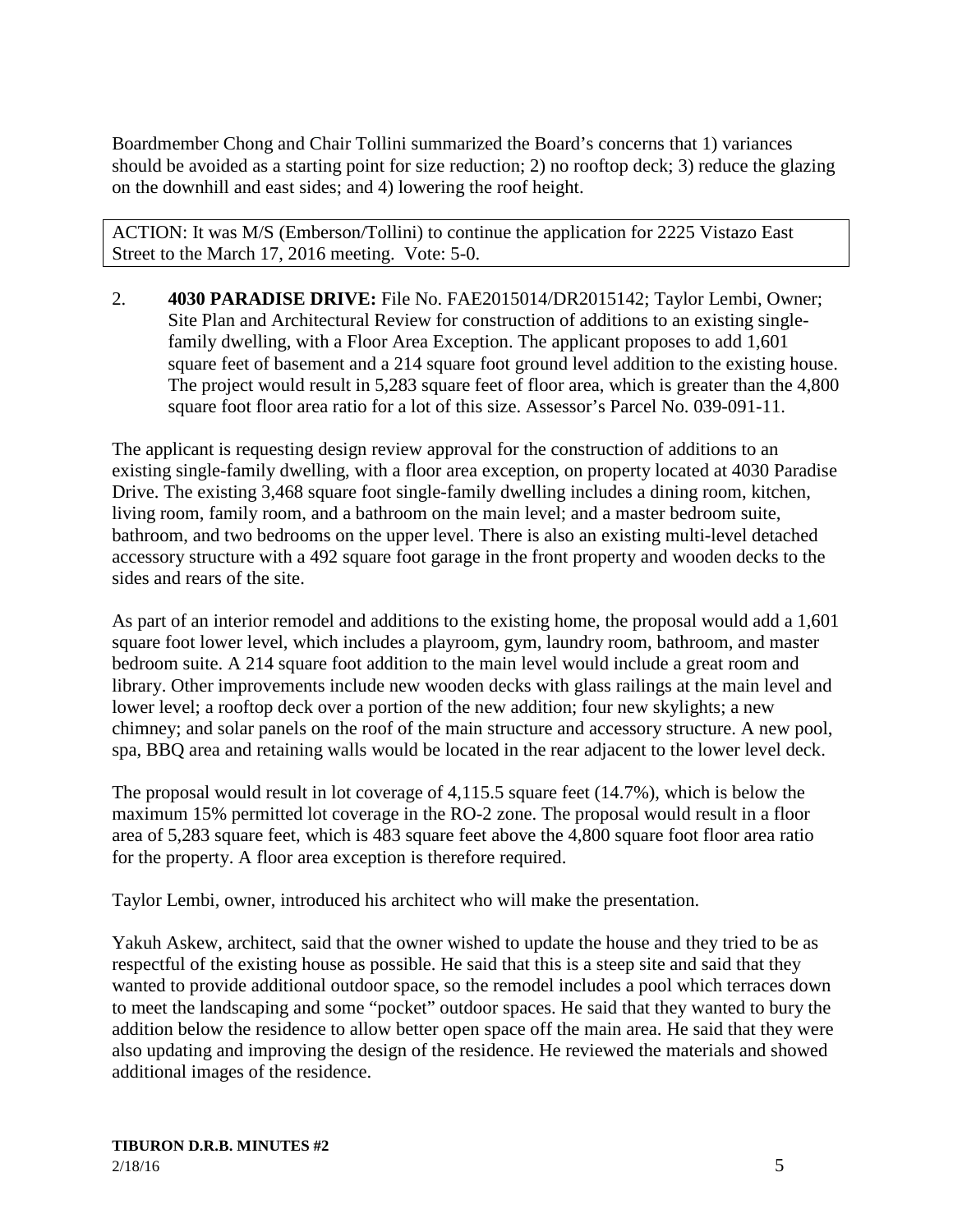Boardmember Chong and Chair Tollini summarized the Board's concerns that 1) variances should be avoided as a starting point for size reduction; 2) no rooftop deck; 3) reduce the glazing on the downhill and east sides; and 4) lowering the roof height.

> ACTION: It was M/S (Emberson/Tollini) to continue the application for 2225 Vistazo East Street to the March 17, 2016 meeting. Vote: 5-0.

2. **4030 PARADISE DRIVE:** File No. FAE2015014/DR2015142; Taylor Lembi, Owner; Site Plan and Architectural Review for construction of additions to an existing single-family dwelling, with a Floor Area Exception. The applicant proposes to add 1,601 square feet of basement and a 214 square foot ground level addition to the existing house. The project would result in 5,283 square feet of floor area, which is greater than the 4,800 square foot floor area ratio for a lot of this size. Assessor's Parcel No. 039-091-11.

The applicant is requesting design review approval for the construction of additions to an existing single-family dwelling, with a floor area exception, on property located at 4030 Paradise Drive. The existing 3,468 square foot single-family dwelling includes a dining room, kitchen, living room, family room, and a bathroom on the main level; and a master bedroom suite, bathroom, and two bedrooms on the upper level. There is also an existing multi-level detached accessory structure with a 492 square foot garage in the front property and wooden decks to the sides and rears of the site.

As part of an interior remodel and additions to the existing home, the proposal would add a 1,601 square foot lower level, which includes a playroom, gym, laundry room, bathroom, and master bedroom suite. A 214 square foot addition to the main level would include a great room and library. Other improvements include new wooden decks with glass railings at the main level and lower level; a rooftop deck over a portion of the new addition; four new skylights; a new chimney; and solar panels on the roof of the main structure and accessory structure. A new pool, spa, BBQ area and retaining walls would be located in the rear adjacent to the lower level deck.

The proposal would result in lot coverage of 4,115.5 square feet (14.7%), which is below the maximum 15% permitted lot coverage in the RO-2 zone. The proposal would result in a floor area of 5,283 square feet, which is 483 square feet above the 4,800 square foot floor area ratio for the property. A floor area exception is therefore required.

Taylor Lembi, owner, introduced his architect who will make the presentation.

Yakuh Askew, architect, said that the owner wished to update the house and they tried to be as respectful of the existing house as possible. He said that this is a steep site and said that they wanted to provide additional outdoor space, so the remodel includes a pool which terraces down to meet the landscaping and some "pocket" outdoor spaces. He said that they wanted to bury the addition below the residence to allow better open space off the main area. He said that they were also updating and improving the design of the residence. He reviewed the materials and showed additional images of the residence.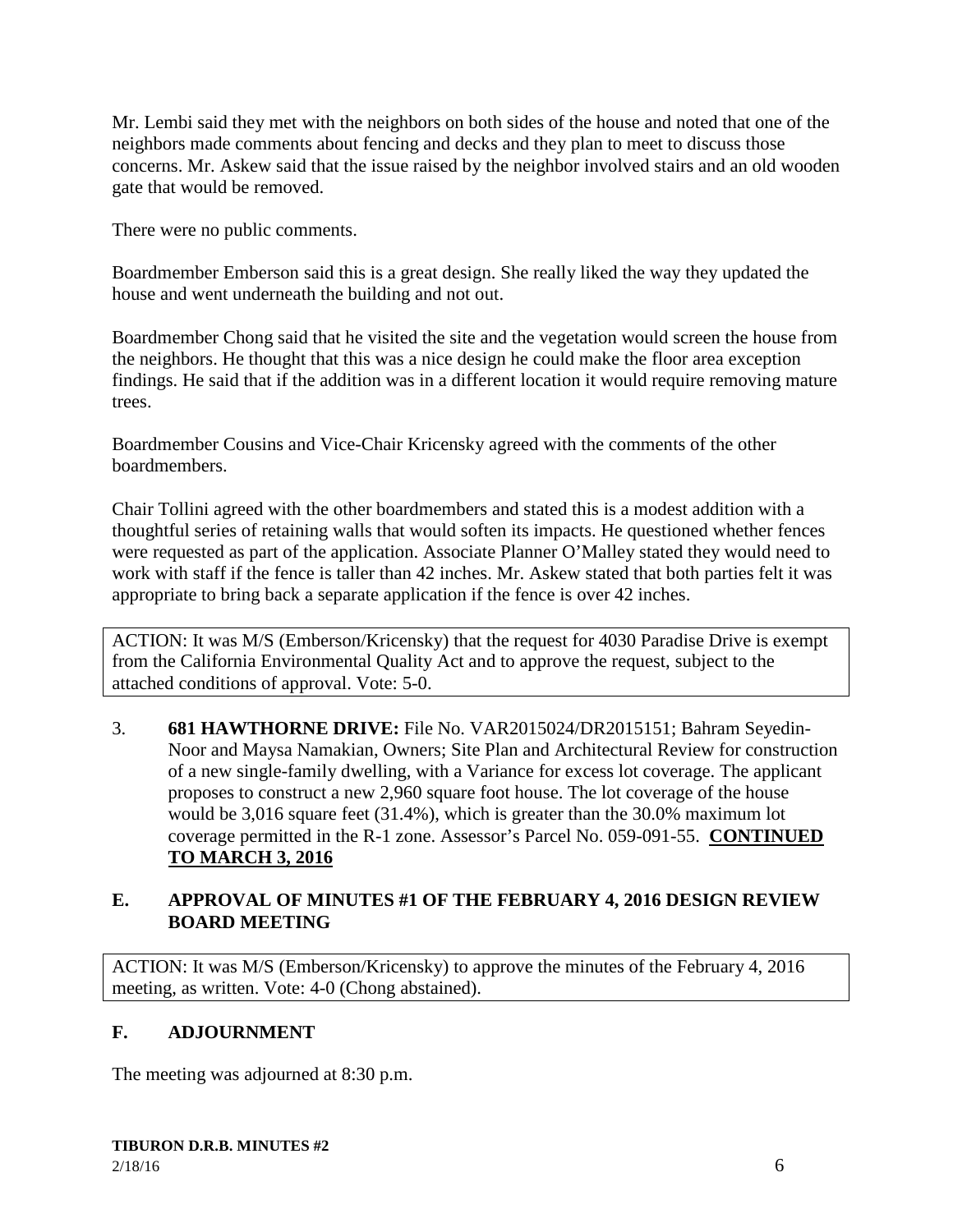Mr. Lembi said they met with the neighbors on both sides of the house and noted that one of the neighbors made comments about fencing and decks and they plan to meet to discuss those concerns. Mr. Askew said that the issue raised by the neighbor involved stairs and an old wooden gate that would be removed.

There were no public comments.

Boardmember Emberson said this is a great design. She really liked the way they updated the house and went underneath the building and not out.

Boardmember Chong said that he visited the site and the vegetation would screen the house from the neighbors. He thought that this was a nice design he could make the floor area exception findings. He said that if the addition was in a different location it would require removing mature trees.

Boardmember Cousins and Vice-Chair Kricensky agreed with the comments of the other boardmembers.

Chair Tollini agreed with the other boardmembers and stated this is a modest addition with a thoughtful series of retaining walls that would soften its impacts. He questioned whether fences were requested as part of the application. Associate Planner O'Malley stated they would need to work with staff if the fence is taller than 42 inches. Mr. Askew stated that both parties felt it was appropriate to bring back a separate application if the fence is over 42 inches.

ACTION: It was M/S (Emberson/Kricensky) that the request for 4030 Paradise Drive is exempt from the California Environmental Quality Act and to approve the request, subject to the attached conditions of approval. Vote: 5-0.

3. **681 HAWTHORNE DRIVE:** File No. VAR2015024/DR2015151; Bahram Seyedin-Noor and Maysa Namakian, Owners; Site Plan and Architectural Review for construction of a new single-family dwelling, with a Variance for excess lot coverage. The applicant proposes to construct a new 2,960 square foot house. The lot coverage of the house would be 3,016 square feet (31.4%), which is greater than the 30.0% maximum lot coverage permitted in the R-1 zone. Assessor's Parcel No. 059-091-55. **CONTINUED TO MARCH 3, 2016**

## E. APPROVAL OF MINUTES #1 OF THE FEBRUARY 4, 2016 DESIGN REVIEW BOARD MEETING

ACTION: It was M/S (Emberson/Kricensky) to approve the minutes of the February 4, 2016 meeting, as written. Vote: 4-0 (Chong abstained).

## F. ADJOURNMENT

The meeting was adjourned at 8:30 p.m.